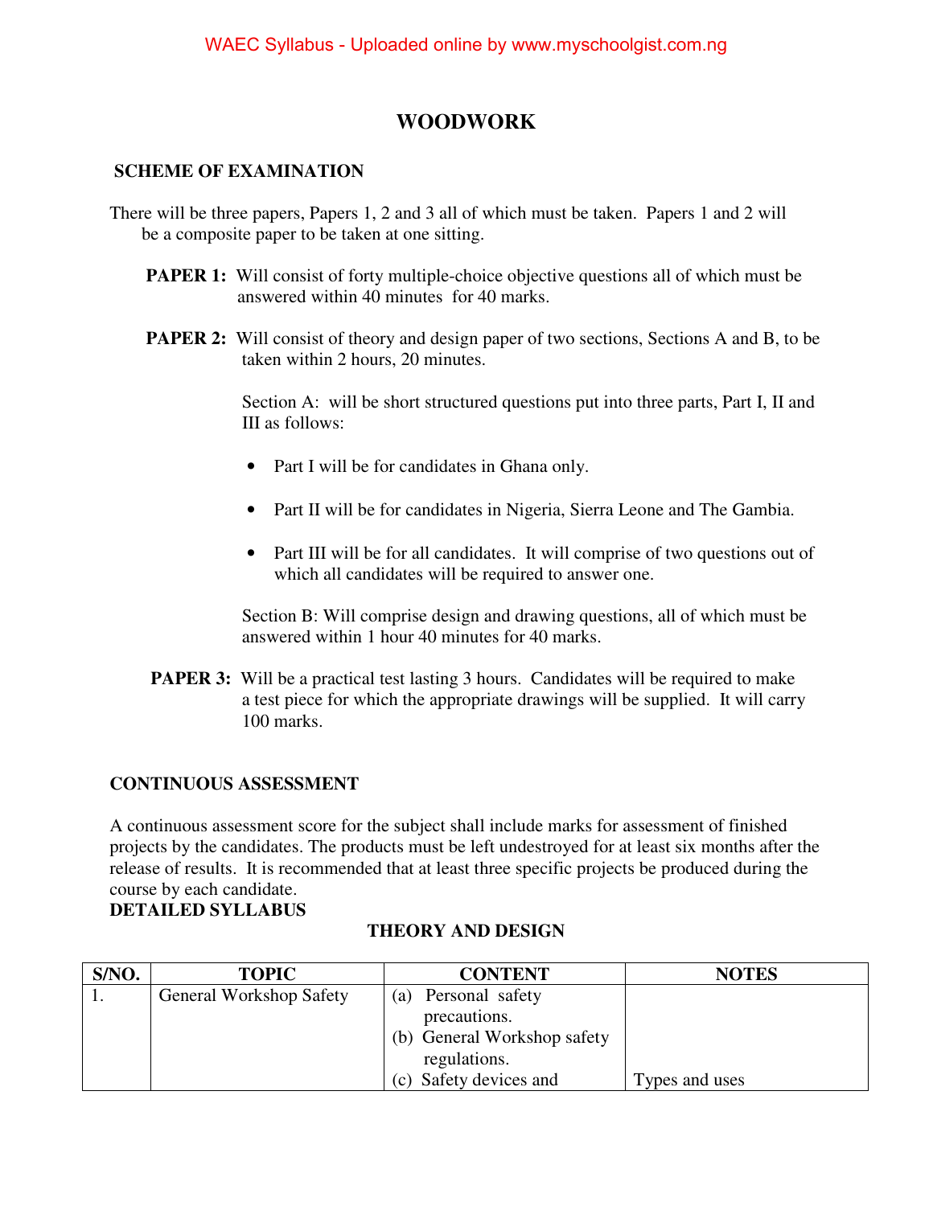# WOODWORK

## SCHEME OF EXAMINATION

There will be three papers, Papers 1, 2 and 3 all of which must be taken. Papers 1 and 2 will be a composite paper to be taken at one sitting.

**PAPER 1:** Will consist of forty multiple-choice objective questions all of which must be answered within 40 minutes for 40 marks.

**PAPER 2:** Will consist of theory and design paper of two sections, Sections A and B, to be taken within 2 hours, 20 minutes.

Section A: will be short structured questions put into three parts, Part I, II and III as follows:

- Part I will be for candidates in Ghana only.
- Part II will be for candidates in Nigeria, Sierra Leone and The Gambia.
- Part III will be for all candidates. It will comprise of two questions out of which all candidates will be required to answer one.

Section B: Will comprise design and drawing questions, all of which must be answered within 1 hour 40 minutes for 40 marks.

**PAPER 3:** Will be a practical test lasting 3 hours. Candidates will be required to make a test piece for which the appropriate drawings will be supplied. It will carry 100 marks.

## CONTINUOUS ASSESSMENT

A continuous assessment score for the subject shall include marks for assessment of finished projects by the candidates. The products must be left undestroyed for at least six months after the release of results. It is recommended that at least three specific projects be produced during the course by each candidate.

**DETAILED SYLLABUS**

### THEORY AND DESIGN

| S/NO. | TOPIC | CONTENT | NOTES |
|---|---|---|---|
| 1. | General Workshop Safety | (a) Personal safety precautions.<br>(b) General Workshop safety regulations.<br>(c) Safety devices and | Types and uses |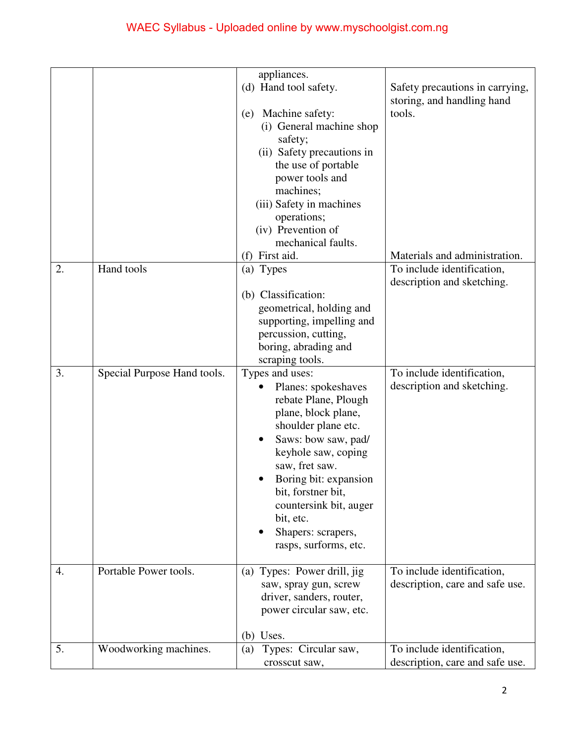| | | | |
|---|---|---|---|
| | | appliances.<br>(d) Hand tool safety.<br><br>(e) Machine safety:<br>(i) General machine shop safety;<br>(ii) Safety precautions in the use of portable power tools and machines;<br>(iii) Safety in machines operations;<br>(iv) Prevention of mechanical faults.<br>(f) First aid. | Safety precautions in carrying, storing, and handling hand tools.<br><br><br><br><br><br><br><br>Materials and administration. |
| 2. | Hand tools | (a) Types<br><br>(b) Classification: geometrical, holding and supporting, impelling and percussion, cutting, boring, abrading and scraping tools. | To include identification, description and sketching. |
| 3. | Special Purpose Hand tools. | Types and uses:<br>• Planes: spokeshaves rebate Plane, Plough plane, block plane, shoulder plane etc.<br>• Saws: bow saw, pad/ keyhole saw, coping saw, fret saw.<br>• Boring bit: expansion bit, forstner bit, countersink bit, auger bit, etc.<br>• Shapers: scrapers, rasps, surforms, etc. | To include identification, description and sketching. |
| 4. | Portable Power tools. | (a) Types: Power drill, jig saw, spray gun, screw driver, sanders, router, power circular saw, etc.<br><br>(b) Uses. | To include identification, description, care and safe use. |
| 5. | Woodworking machines. | (a) Types: Circular saw, crosscut saw, | To include identification, description, care and safe use. |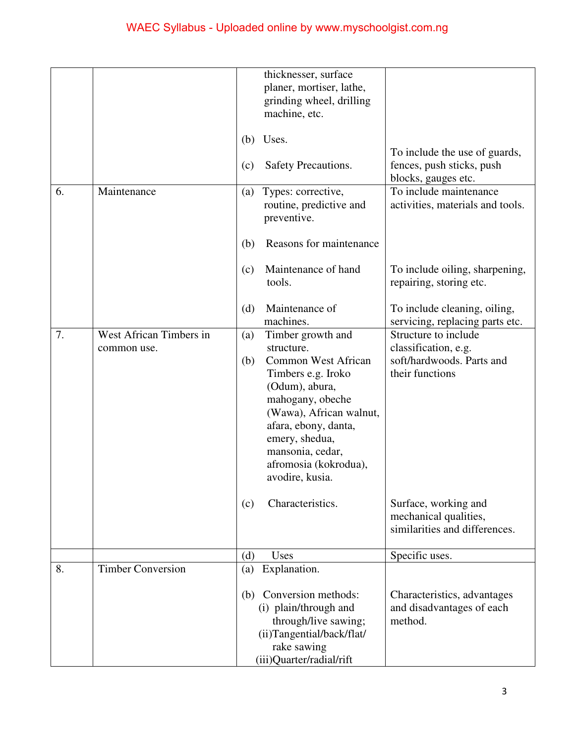| | | | |
|---|---|---|---|
| | | thicknesser, surface planer, mortiser, lathe, grinding wheel, drilling machine, etc.<br><br>(b) Uses.<br><br>(c) Safety Precautions. | <br><br><br><br><br>To include the use of guards, fences, push sticks, push blocks, gauges etc. |
| 6. | Maintenance | (a) Types: corrective, routine, predictive and preventive.<br><br>(b) Reasons for maintenance<br><br>(c) Maintenance of hand tools.<br><br>(d) Maintenance of machines. | To include maintenance activities, materials and tools.<br><br><br><br>To include oiling, sharpening, repairing, storing etc.<br><br>To include cleaning, oiling, servicing, replacing parts etc. |
| 7. | West African Timbers in common use. | (a) Timber growth and structure.<br>(b) Common West African Timbers e.g. Iroko (Odum), abura, mahogany, obeche (Wawa), African walnut, afara, ebony, danta, emery, shedua, mansonia, cedar, afromosia (kokrodua), avodire, kusia.<br><br>(c) Characteristics. | Structure to include classification, e.g. soft/hardwoods. Parts and their functions<br><br><br><br><br><br><br>Surface, working and mechanical qualities, similarities and differences. |
| | | (d) Uses | Specific uses. |
| 8. | Timber Conversion | (a) Explanation.<br><br>(b) Conversion methods:<br>(i) plain/through and through/live sawing;<br>(ii) Tangential/back/flat/rake sawing<br>(iii) Quarter/radial/rift | <br><br>Characteristics, advantages and disadvantages of each method. |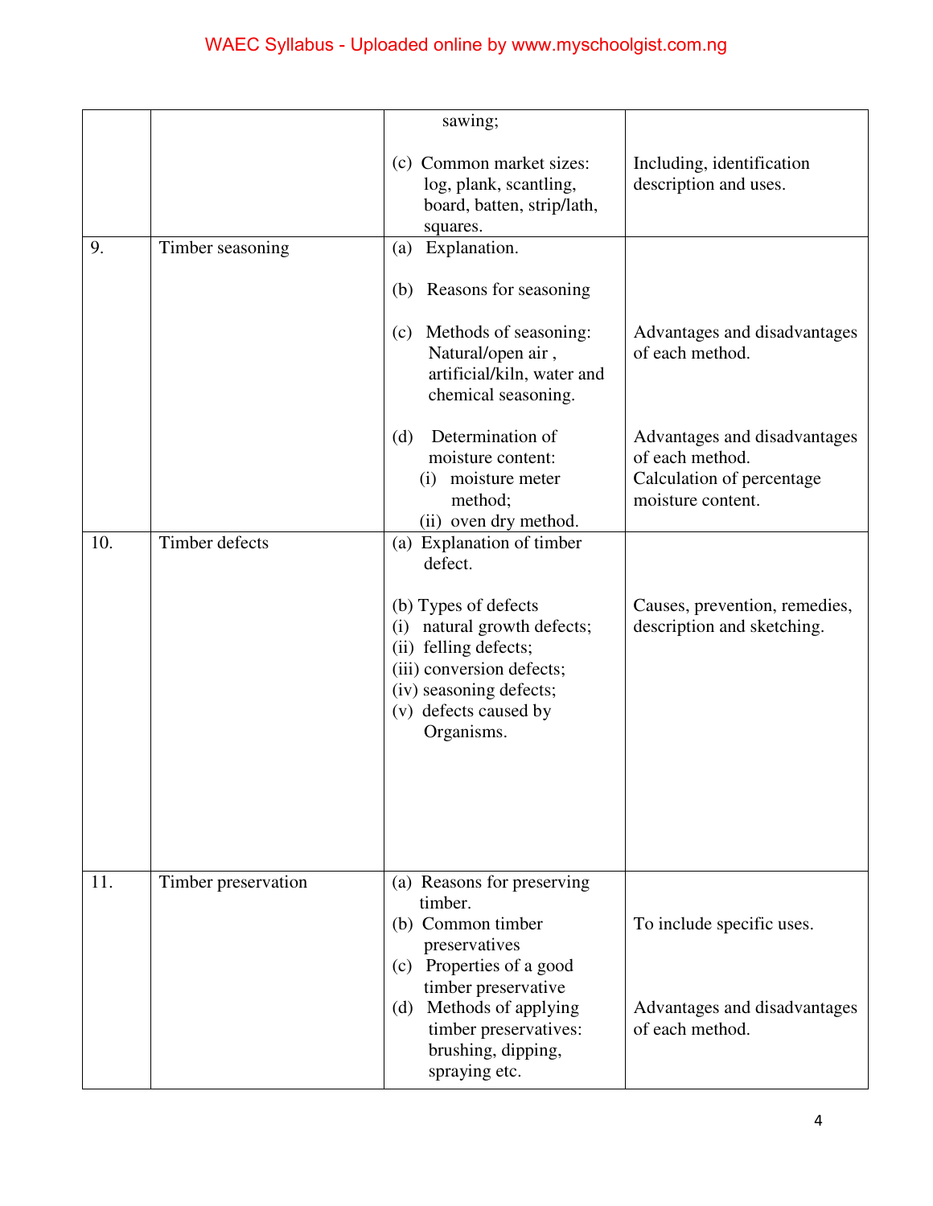| | | | |
|---|---|---|---|
| | | sawing;<br><br>(c) Common market sizes: log, plank, scantling, board, batten, strip/lath, squares. | <br><br>Including, identification description and uses. |
| 9. | Timber seasoning | (a) Explanation.<br><br>(b) Reasons for seasoning<br><br>(c) Methods of seasoning: Natural/open air , artificial/kiln, water and chemical seasoning.<br><br>(d) Determination of moisture content:<br>(i) moisture meter method;<br>(ii) oven dry method. | <br><br><br><br>Advantages and disadvantages of each method.<br><br><br><br>Advantages and disadvantages of each method.<br>Calculation of percentage moisture content. |
| 10. | Timber defects | (a) Explanation of timber defect.<br><br>(b) Types of defects<br>(i) natural growth defects;<br>(ii) felling defects;<br>(iii) conversion defects;<br>(iv) seasoning defects;<br>(v) defects caused by Organisms. | <br><br><br>Causes, prevention, remedies, description and sketching. |
| 11. | Timber preservation | (a) Reasons for preserving timber.<br>(b) Common timber preservatives<br>(c) Properties of a good timber preservative<br>(d) Methods of applying timber preservatives: brushing, dipping, spraying etc. | <br><br>To include specific uses.<br><br><br><br>Advantages and disadvantages of each method. |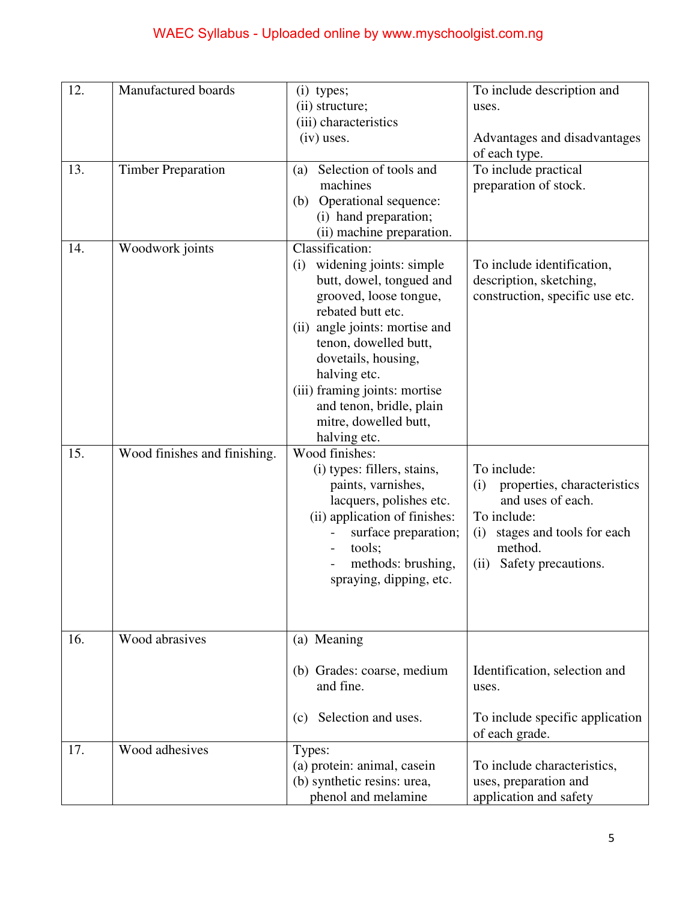| 12. | Manufactured boards | (i) types;<br>(ii) structure;<br>(iii) characteristics<br>(iv) uses. | To include description and uses.<br><br>Advantages and disadvantages of each type. |
|---|---|---|---|
| 13. | Timber Preparation | (a) Selection of tools and machines<br>(b) Operational sequence:<br>(i) hand preparation;<br>(ii) machine preparation. | To include practical preparation of stock. |
| 14. | Woodwork joints | Classification:<br>(i) widening joints: simple butt, dowel, tongued and grooved, loose tongue, rebated butt etc.<br>(ii) angle joints: mortise and tenon, dowelled butt, dovetails, housing, halving etc.<br>(iii) framing joints: mortise and tenon, bridle, plain mitre, dowelled butt, halving etc. | To include identification, description, sketching, construction, specific use etc. |
| 15. | Wood finishes and finishing. | Wood finishes:<br>(i) types: fillers, stains, paints, varnishes, lacquers, polishes etc.<br>(ii) application of finishes:<br>- surface preparation;<br>- tools;<br>- methods: brushing, spraying, dipping, etc. | To include:<br>(i) properties, characteristics and uses of each.<br>To include:<br>(i) stages and tools for each method.<br>(ii) Safety precautions. |
| 16. | Wood abrasives | (a) Meaning<br><br>(b) Grades: coarse, medium and fine.<br><br>(c) Selection and uses. | Identification, selection and uses.<br><br>To include specific application of each grade. |
| 17. | Wood adhesives | Types:<br>(a) protein: animal, casein<br>(b) synthetic resins: urea, phenol and melamine | To include characteristics, uses, preparation and application and safety |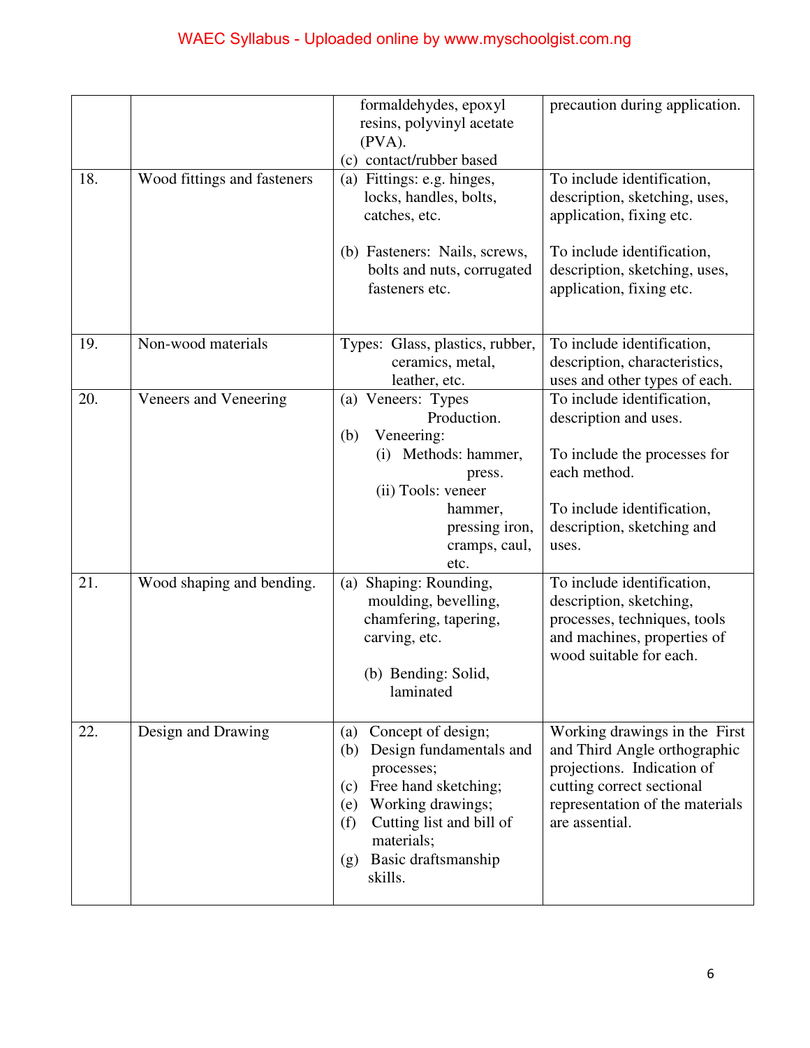| | | | |
|---|---|---|---|
| | | formaldehydes, epoxyl resins, polyvinyl acetate (PVA).<br>(c) contact/rubber based | precaution during application. |
| 18. | Wood fittings and fasteners | (a) Fittings: e.g. hinges, locks, handles, bolts, catches, etc.<br><br>(b) Fasteners: Nails, screws, bolts and nuts, corrugated fasteners etc. | To include identification, description, sketching, uses, application, fixing etc.<br><br>To include identification, description, sketching, uses, application, fixing etc. |
| 19. | Non-wood materials | Types: Glass, plastics, rubber, ceramics, metal, leather, etc. | To include identification, description, characteristics, uses and other types of each. |
| 20. | Veneers and Veneering | (a) Veneers: Types Production.<br>(b) Veneering:<br>(i) Methods: hammer, press.<br>(ii) Tools: veneer hammer, pressing iron, cramps, caul, etc. | To include identification, description and uses.<br><br>To include the processes for each method.<br><br>To include identification, description, sketching and uses. |
| 21. | Wood shaping and bending. | (a) Shaping: Rounding, moulding, bevelling, chamfering, tapering, carving, etc.<br><br>(b) Bending: Solid, laminated | To include identification, description, sketching, processes, techniques, tools and machines, properties of wood suitable for each. |
| 22. | Design and Drawing | (a) Concept of design;<br>(b) Design fundamentals and processes;<br>(c) Free hand sketching;<br>(e) Working drawings;<br>(f) Cutting list and bill of materials;<br>(g) Basic draftsmanship skills. | Working drawings in the First and Third Angle orthographic projections. Indication of cutting correct sectional representation of the materials are assential. |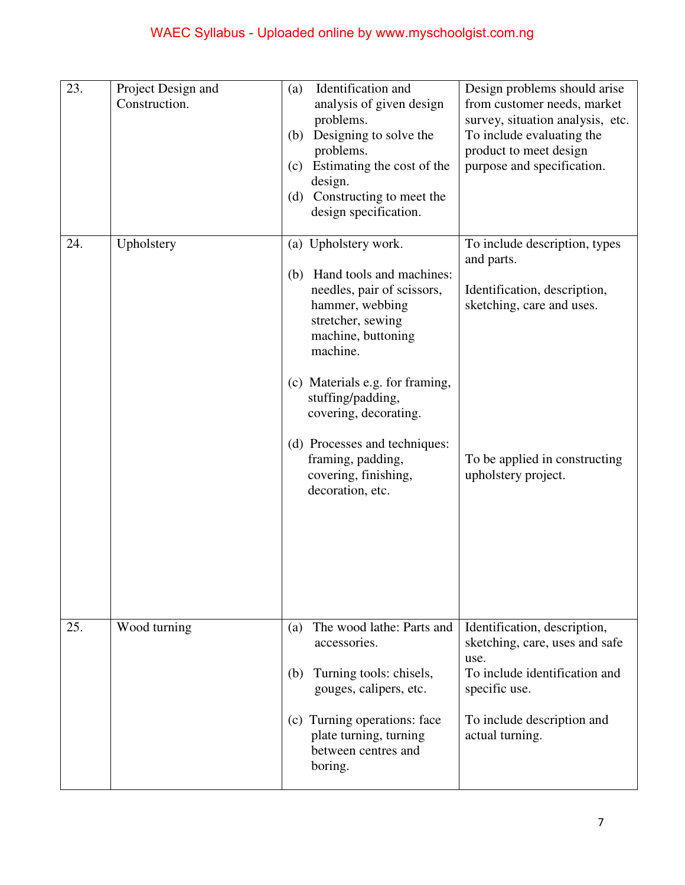| | | | |
|---|---|---|---|
| 23. | Project Design and Construction. | (a) Identification and analysis of given design problems.<br>(b) Designing to solve the problems.<br>(c) Estimating the cost of the design.<br>(d) Constructing to meet the design specification. | Design problems should arise from customer needs, market survey, situation analysis, etc. To include evaluating the product to meet design purpose and specification. |
| 24. | Upholstery | (a) Upholstery work.<br><br>(b) Hand tools and machines: needles, pair of scissors, hammer, webbing stretcher, sewing machine, buttoning machine.<br><br>(c) Materials e.g. for framing, stuffing/padding, covering, decorating.<br><br>(d) Processes and techniques: framing, padding, covering, finishing, decoration, etc. | To include description, types and parts.<br><br>Identification, description, sketching, care and uses.<br><br>To be applied in constructing upholstery project. |
| 25. | Wood turning | (a) The wood lathe: Parts and accessories.<br><br>(b) Turning tools: chisels, gouges, calipers, etc.<br><br>(c) Turning operations: face plate turning, turning between centres and boring. | Identification, description, sketching, care, uses and safe use.<br>To include identification and specific use.<br><br>To include description and actual turning. |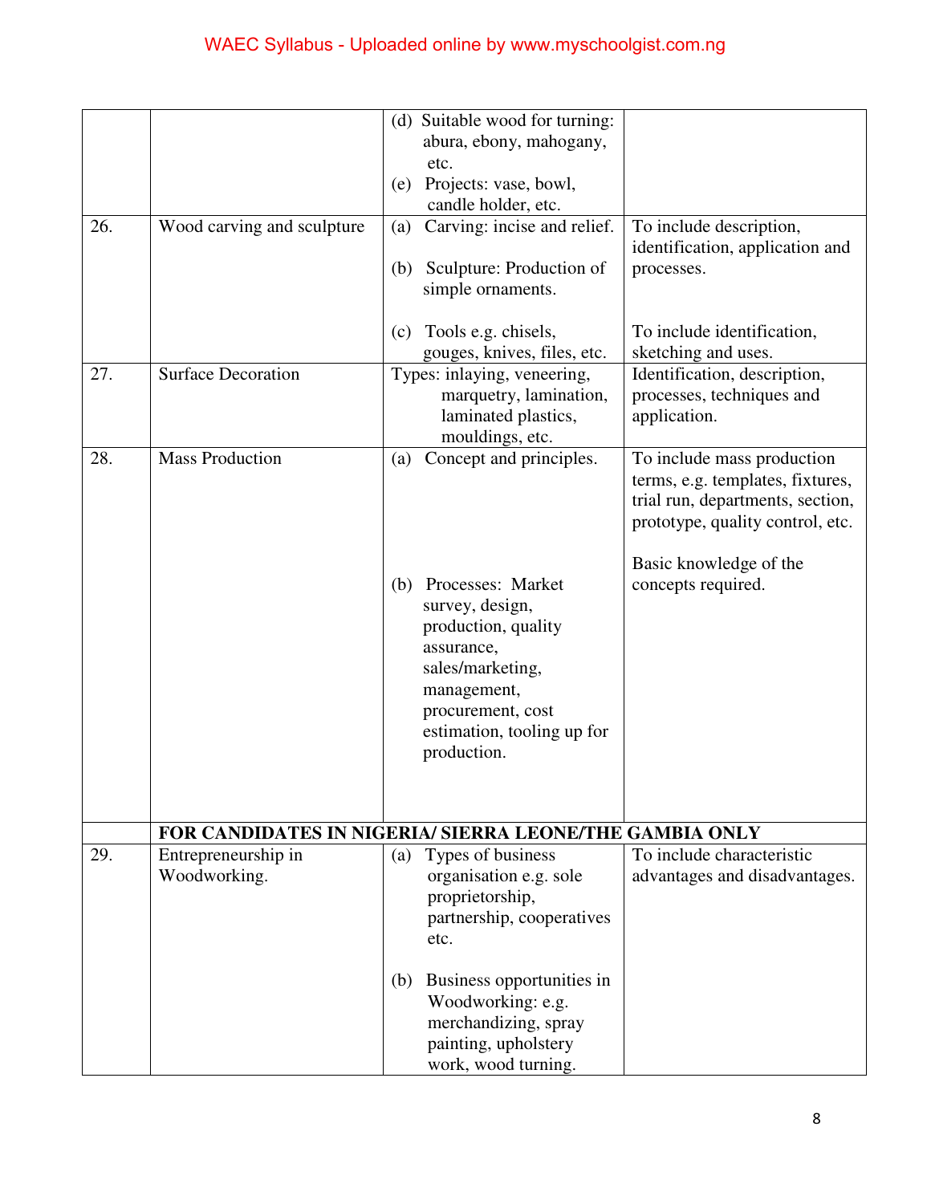| | | | |
|---|---|---|---|
| | | (d) Suitable wood for turning: abura, ebony, mahogany, etc.<br>(e) Projects: vase, bowl, candle holder, etc. | |
| 26. | Wood carving and sculpture | (a) Carving: incise and relief.<br><br>(b) Sculpture: Production of simple ornaments.<br><br>(c) Tools e.g. chisels, gouges, knives, files, etc. | To include description, identification, application and processes.<br><br>To include identification, sketching and uses. |
| 27. | Surface Decoration | Types: inlaying, veneering, marquetry, lamination, laminated plastics, mouldings, etc. | Identification, description, processes, techniques and application. |
| 28. | Mass Production | (a) Concept and principles.<br><br>(b) Processes: Market survey, design, production, quality assurance, sales/marketing, management, procurement, cost estimation, tooling up for production. | To include mass production terms, e.g. templates, fixtures, trial run, departments, section, prototype, quality control, etc.<br><br>Basic knowledge of the concepts required. |
| | **FOR CANDIDATES IN NIGERIA/ SIERRA LEONE/THE GAMBIA ONLY** | | |
| 29. | Entrepreneurship in Woodworking. | (a) Types of business organisation e.g. sole proprietorship, partnership, cooperatives etc.<br><br>(b) Business opportunities in Woodworking: e.g. merchandizing, spray painting, upholstery work, wood turning. | To include characteristic advantages and disadvantages. |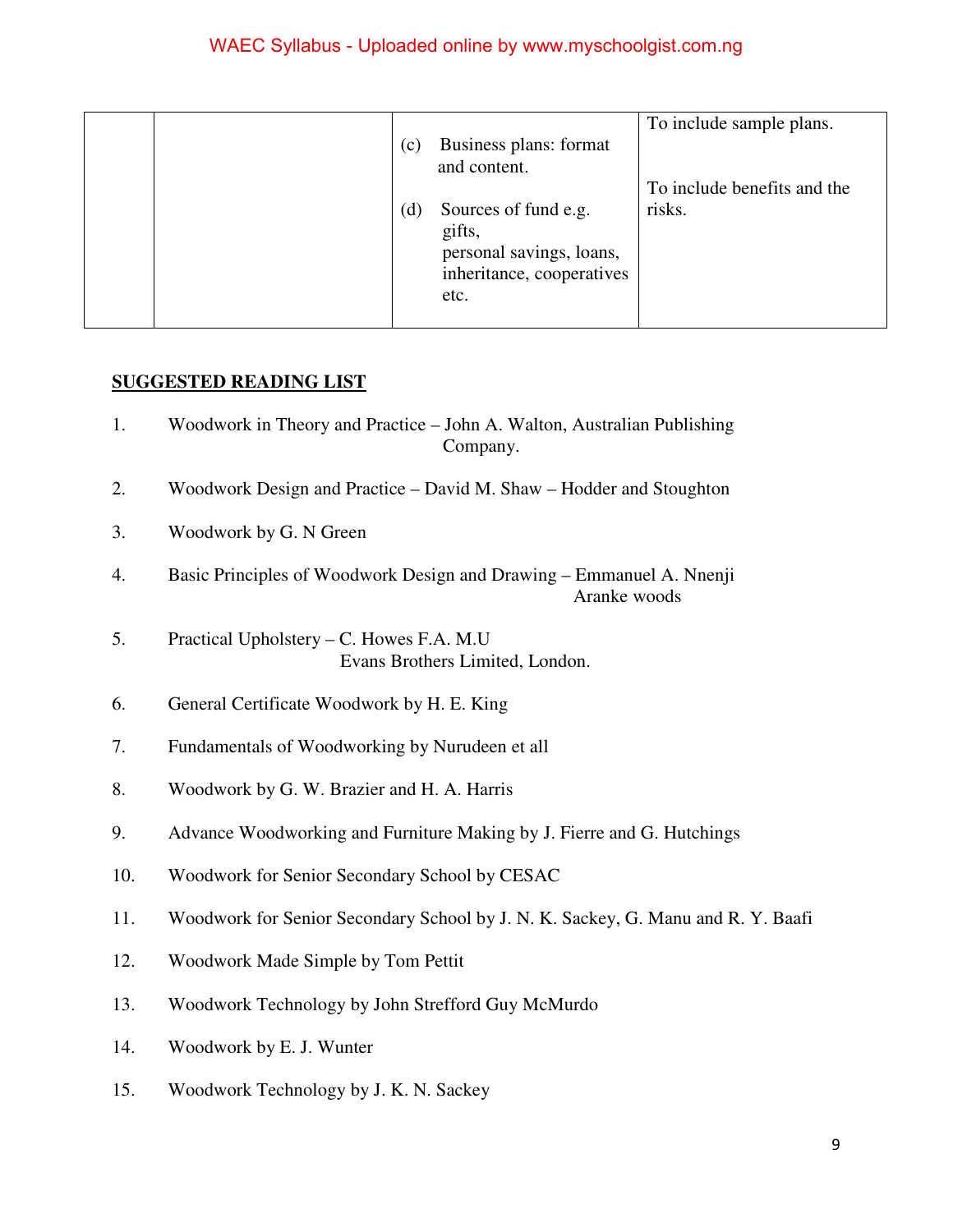| | | | |
|---|---|---|---|
| | | (c) Business plans: format and content.<br><br>(d) Sources of fund e.g. gifts, personal savings, loans, inheritance, cooperatives etc. | To include sample plans.<br><br>To include benefits and the risks. |

**SUGGESTED READING LIST**

1. Woodwork in Theory and Practice – John A. Walton, Australian Publishing Company.
2. Woodwork Design and Practice – David M. Shaw – Hodder and Stoughton
3. Woodwork by G. N Green
4. Basic Principles of Woodwork Design and Drawing – Emmanuel A. Nnenji Aranke woods
5. Practical Upholstery – C. Howes F.A. M.U Evans Brothers Limited, London.
6. General Certificate Woodwork by H. E. King
7. Fundamentals of Woodworking by Nurudeen et all
8. Woodwork by G. W. Brazier and H. A. Harris
9. Advance Woodworking and Furniture Making by J. Fierre and G. Hutchings
10. Woodwork for Senior Secondary School by CESAC
11. Woodwork for Senior Secondary School by J. N. K. Sackey, G. Manu and R. Y. Baafi
12. Woodwork Made Simple by Tom Pettit
13. Woodwork Technology by John Strefford Guy McMurdo
14. Woodwork by E. J. Wunter
15. Woodwork Technology by J. K. N. Sackey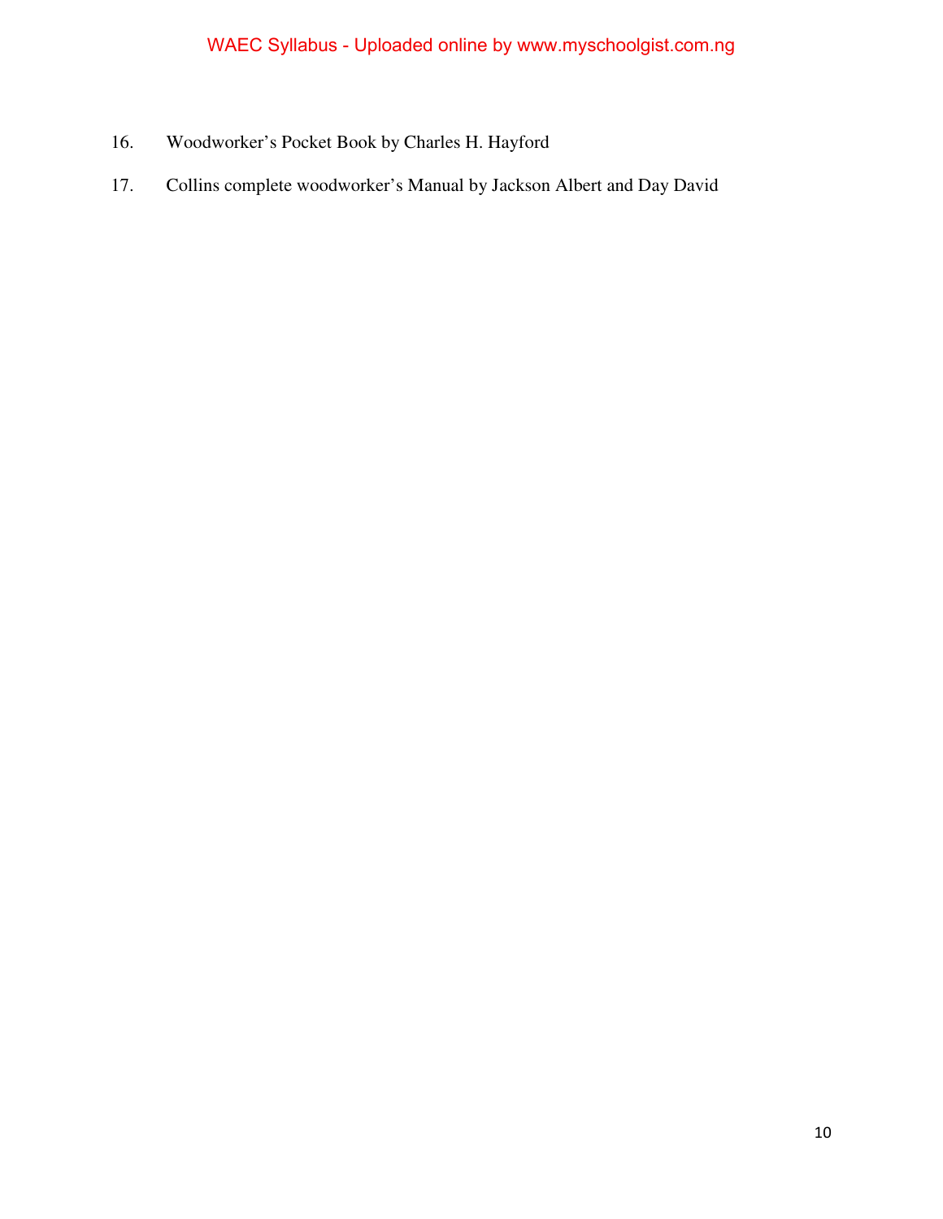16. Woodworker's Pocket Book by Charles H. Hayford

17. Collins complete woodworker's Manual by Jackson Albert and Day David